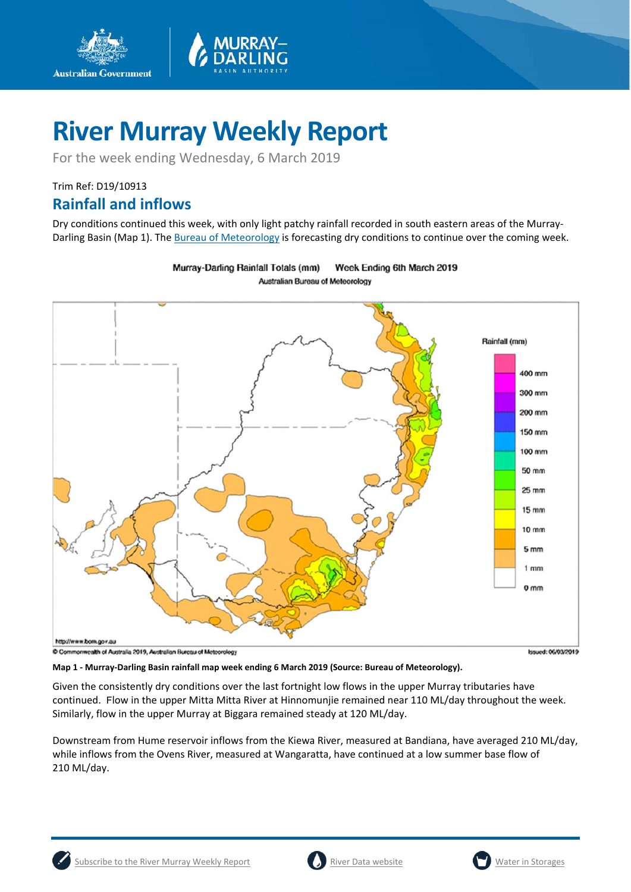# River Murray Weekly Report

For the week ending Wednesday, 6 March 2019

Trim Ref: D19/10913

## Rainfall and inflows

Dry conditions continued this week, with only light patchy rainfall recorded in south eastern areas of the Murray-Darling Basin (Map 1). The Bureau of Meteorology is forecasting dry conditions to continue over the coming week.

Murray-Darling Rainfall Totals (mm) Week Ending 6th March 2019

Australian Bureau of Meteorology

Rainfall (mm)

400 mm
300 mm
200 mm
150 mm
100 mm
50 mm
25 mm
15 mm
10 mm
5 mm
1 mm
0 mm

http://www.bom.gov.au

© Commonwealth of Australia 2019, Australian Bureau of Meteorology

Issued: 06/03/2019

**Map 1 - Murray-Darling Basin rainfall map week ending 6 March 2019 (Source: Bureau of Meteorology).**

Given the consistently dry conditions over the last fortnight low flows in the upper Murray tributaries have continued. Flow in the upper Mitta Mitta River at Hinnomunjie remained near 110 ML/day throughout the week. Similarly, flow in the upper Murray at Biggara remained steady at 120 ML/day.

Downstream from Hume reservoir inflows from the Kiewa River, measured at Bandiana, have averaged 210 ML/day, while inflows from the Ovens River, measured at Wangaratta, have continued at a low summer base flow of 210 ML/day.

Subscribe to the River Murray Weekly Report

River Data website

Water in Storages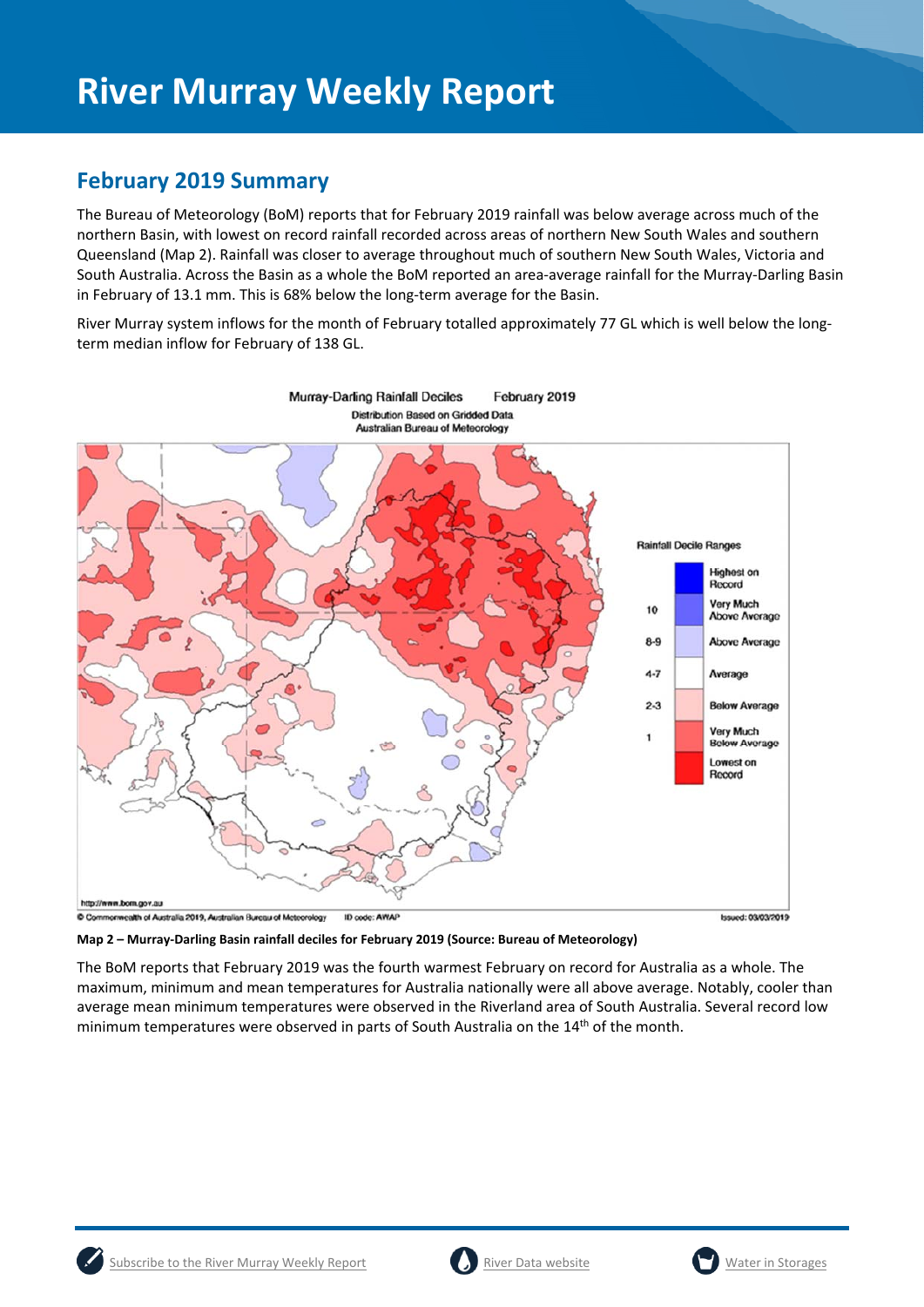# River Murray Weekly Report

## February 2019 Summary

The Bureau of Meteorology (BoM) reports that for February 2019 rainfall was below average across much of the northern Basin, with lowest on record rainfall recorded across areas of northern New South Wales and southern Queensland (Map 2). Rainfall was closer to average throughout much of southern New South Wales, Victoria and South Australia. Across the Basin as a whole the BoM reported an area-average rainfall for the Murray-Darling Basin in February of 13.1 mm. This is 68% below the long-term average for the Basin.

River Murray system inflows for the month of February totalled approximately 77 GL which is well below the long-term median inflow for February of 138 GL.

Murray-Darling Rainfall Deciles February 2019
Distribution Based on Gridded Data
Australian Bureau of Meteorology

Rainfall Decile Ranges
Highest on Record
10 Very Much Above Average
8-9 Above Average
4-7 Average
2-3 Below Average
1 Very Much Below Average
Lowest on Record

http://www.bom.gov.au
© Commonwealth of Australia 2019, Australian Bureau of Meteorology ID code: AWAP Issued: 03/03/2019

**Map 2 – Murray-Darling Basin rainfall deciles for February 2019 (Source: Bureau of Meteorology)**

The BoM reports that February 2019 was the fourth warmest February on record for Australia as a whole. The maximum, minimum and mean temperatures for Australia nationally were all above average. Notably, cooler than average mean minimum temperatures were observed in the Riverland area of South Australia. Several record low minimum temperatures were observed in parts of South Australia on the 14th of the month.

Subscribe to the River Murray Weekly Report River Data website Water in Storages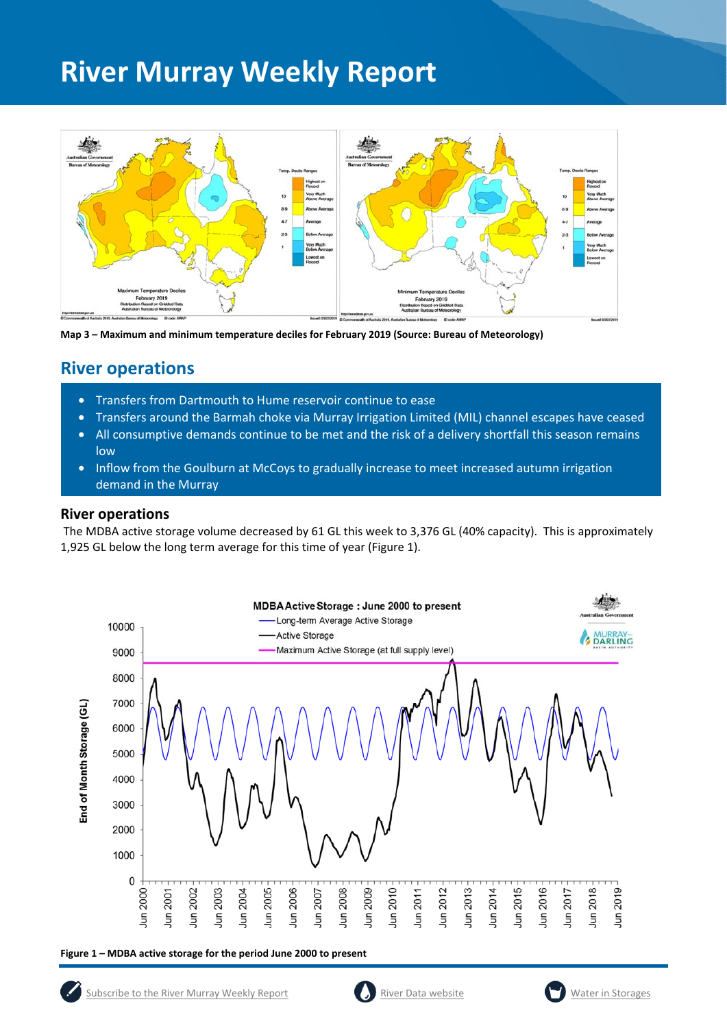# River Murray Weekly Report

Temp. Decile Ranges

Highest on Record

10 Very Much Above Average

8-9 Above Average

4-7 Average

2-3 Below Average

1 Very Much Below Average

Lowest on Record

Maximum Temperature Deciles
February 2019
Distribution Based on Gridded Data
Australian Bureau of Meteorology

Minimum Temperature Deciles
February 2019
Distribution Based on Gridded Data
Australian Bureau of Meteorology

**Map 3 – Maximum and minimum temperature deciles for February 2019 (Source: Bureau of Meteorology)**

## River operations

- Transfers from Dartmouth to Hume reservoir continue to ease
- Transfers around the Barmah choke via Murray Irrigation Limited (MIL) channel escapes have ceased
- All consumptive demands continue to be met and the risk of a delivery shortfall this season remains low
- Inflow from the Goulburn at McCoys to gradually increase to meet increased autumn irrigation demand in the Murray

### River operations

The MDBA active storage volume decreased by 61 GL this week to 3,376 GL (40% capacity). This is approximately 1,925 GL below the long term average for this time of year (Figure 1).

MDBA Active Storage : June 2000 to present

Long-term Average Active Storage

Active Storage

Maximum Active Storage (at full supply level)

End of Month Storage (GL)

10000
9000
8000
7000
6000
5000
4000
3000
2000
1000
0

Jun 2000, Jun 2001, Jun 2002, Jun 2003, Jun 2004, Jun 2005, Jun 2006, Jun 2007, Jun 2008, Jun 2009, Jun 2010, Jun 2011, Jun 2012, Jun 2013, Jun 2014, Jun 2015, Jun 2016, Jun 2017, Jun 2018, Jun 2019

**Figure 1 – MDBA active storage for the period June 2000 to present**

Subscribe to the River Murray Weekly Report | River Data website | Water in Storages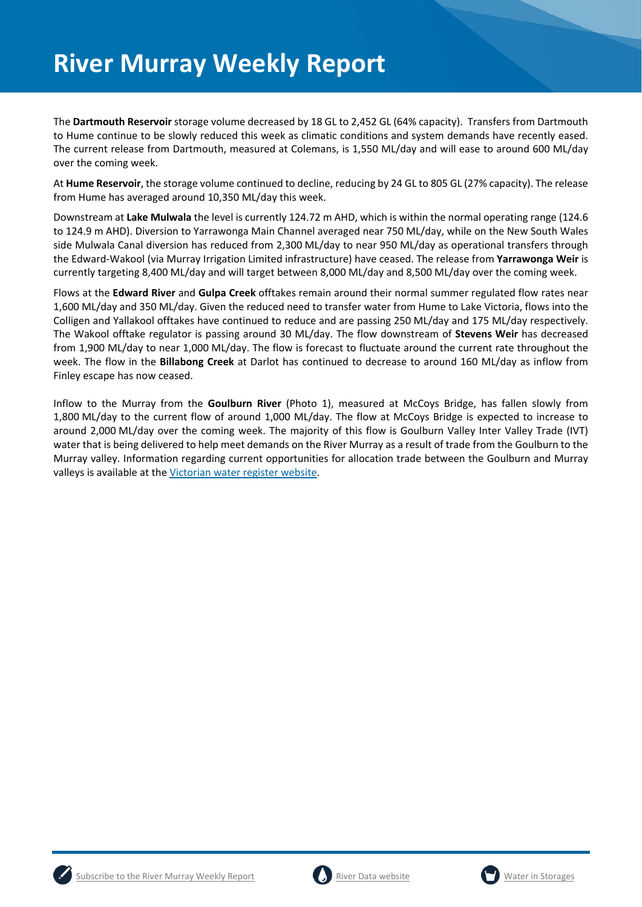# River Murray Weekly Report

The **Dartmouth Reservoir** storage volume decreased by 18 GL to 2,452 GL (64% capacity). Transfers from Dartmouth to Hume continue to be slowly reduced this week as climatic conditions and system demands have recently eased. The current release from Dartmouth, measured at Colemans, is 1,550 ML/day and will ease to around 600 ML/day over the coming week.

At **Hume Reservoir**, the storage volume continued to decline, reducing by 24 GL to 805 GL (27% capacity). The release from Hume has averaged around 10,350 ML/day this week.

Downstream at **Lake Mulwala** the level is currently 124.72 m AHD, which is within the normal operating range (124.6 to 124.9 m AHD). Diversion to Yarrawonga Main Channel averaged near 750 ML/day, while on the New South Wales side Mulwala Canal diversion has reduced from 2,300 ML/day to near 950 ML/day as operational transfers through the Edward-Wakool (via Murray Irrigation Limited infrastructure) have ceased. The release from **Yarrawonga Weir** is currently targeting 8,400 ML/day and will target between 8,000 ML/day and 8,500 ML/day over the coming week.

Flows at the **Edward River** and **Gulpa Creek** offtakes remain around their normal summer regulated flow rates near 1,600 ML/day and 350 ML/day. Given the reduced need to transfer water from Hume to Lake Victoria, flows into the Colligen and Yallakool offtakes have continued to reduce and are passing 250 ML/day and 175 ML/day respectively. The Wakool offtake regulator is passing around 30 ML/day. The flow downstream of **Stevens Weir** has decreased from 1,900 ML/day to near 1,000 ML/day. The flow is forecast to fluctuate around the current rate throughout the week. The flow in the **Billabong Creek** at Darlot has continued to decrease to around 160 ML/day as inflow from Finley escape has now ceased.

Inflow to the Murray from the **Goulburn River** (Photo 1), measured at McCoys Bridge, has fallen slowly from 1,800 ML/day to the current flow of around 1,000 ML/day. The flow at McCoys Bridge is expected to increase to around 2,000 ML/day over the coming week. The majority of this flow is Goulburn Valley Inter Valley Trade (IVT) water that is being delivered to help meet demands on the River Murray as a result of trade from the Goulburn to the Murray valley. Information regarding current opportunities for allocation trade between the Goulburn and Murray valleys is available at the Victorian water register website.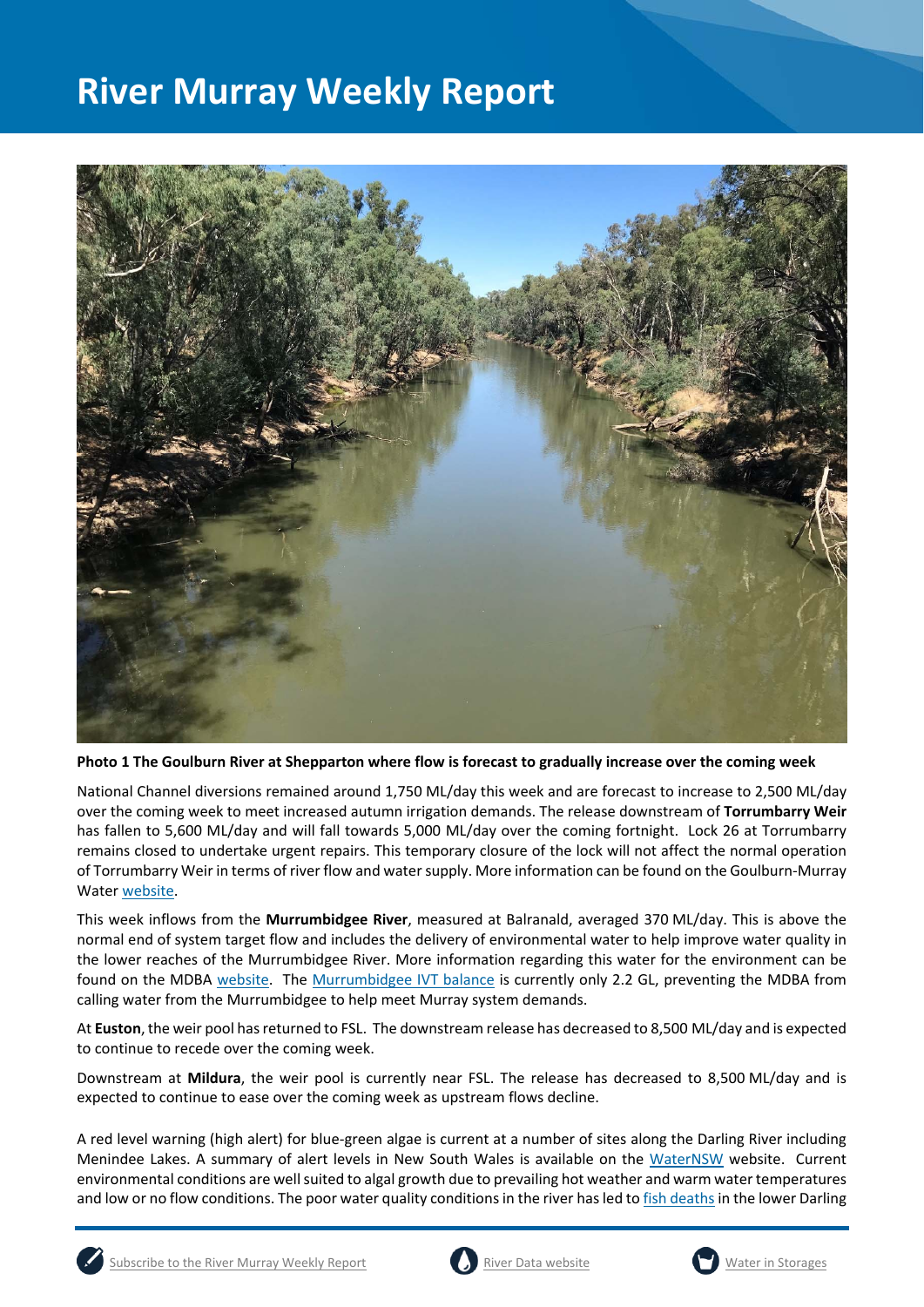Photo 1 The Goulburn River at Shepparton where flow is forecast to gradually increase over the coming week

National Channel diversions remained around 1,750 ML/day this week and are forecast to increase to 2,500 ML/day over the coming week to meet increased autumn irrigation demands. The release downstream of **Torrumbarry Weir** has fallen to 5,600 ML/day and will fall towards 5,000 ML/day over the coming fortnight. Lock 26 at Torrumbarry remains closed to undertake urgent repairs. This temporary closure of the lock will not affect the normal operation of Torrumbarry Weir in terms of river flow and water supply. More information can be found on the Goulburn-Murray Water website.

This week inflows from the **Murrumbidgee River**, measured at Balranald, averaged 370 ML/day. This is above the normal end of system target flow and includes the delivery of environmental water to help improve water quality in the lower reaches of the Murrumbidgee River. More information regarding this water for the environment can be found on the MDBA website. The Murrumbidgee IVT balance is currently only 2.2 GL, preventing the MDBA from calling water from the Murrumbidgee to help meet Murray system demands.

At **Euston**, the weir pool has returned to FSL. The downstream release has decreased to 8,500 ML/day and is expected to continue to recede over the coming week.

Downstream at **Mildura**, the weir pool is currently near FSL. The release has decreased to 8,500 ML/day and is expected to continue to ease over the coming week as upstream flows decline.

A red level warning (high alert) for blue-green algae is current at a number of sites along the Darling River including Menindee Lakes. A summary of alert levels in New South Wales is available on the WaterNSW website. Current environmental conditions are well suited to algal growth due to prevailing hot weather and warm water temperatures and low or no flow conditions. The poor water quality conditions in the river has led to fish deaths in the lower Darling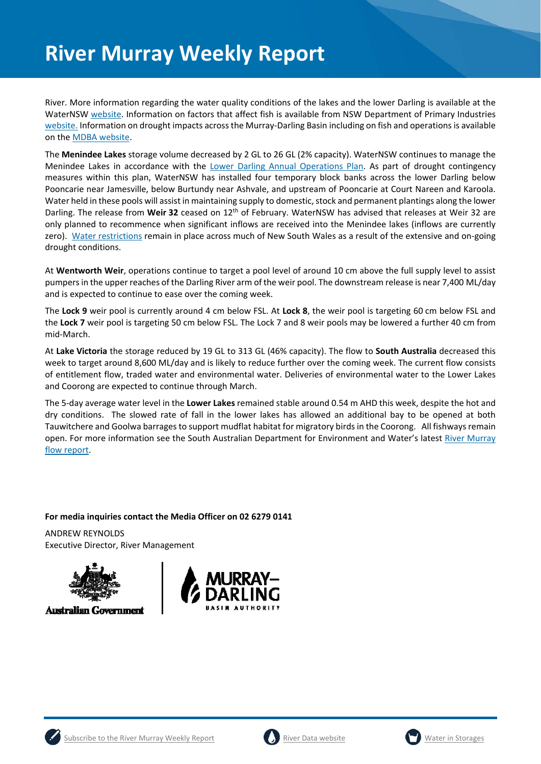River. More information regarding the water quality conditions of the lakes and the lower Darling is available at the WaterNSW website. Information on factors that affect fish is available from NSW Department of Primary Industries website. Information on drought impacts across the Murray-Darling Basin including on fish and operations is available on the MDBA website.

The **Menindee Lakes** storage volume decreased by 2 GL to 26 GL (2% capacity). WaterNSW continues to manage the Menindee Lakes in accordance with the Lower Darling Annual Operations Plan. As part of drought contingency measures within this plan, WaterNSW has installed four temporary block banks across the lower Darling below Pooncarie near Jamesville, below Burtundy near Ashvale, and upstream of Pooncarie at Court Nareen and Karoola. Water held in these pools will assist in maintaining supply to domestic, stock and permanent plantings along the lower Darling. The release from **Weir 32** ceased on 12th of February. WaterNSW has advised that releases at Weir 32 are only planned to recommence when significant inflows are received into the Menindee lakes (inflows are currently zero). Water restrictions remain in place across much of New South Wales as a result of the extensive and on-going drought conditions.

At **Wentworth Weir**, operations continue to target a pool level of around 10 cm above the full supply level to assist pumpers in the upper reaches of the Darling River arm of the weir pool. The downstream release is near 7,400 ML/day and is expected to continue to ease over the coming week.

The **Lock 9** weir pool is currently around 4 cm below FSL. At **Lock 8**, the weir pool is targeting 60 cm below FSL and the **Lock 7** weir pool is targeting 50 cm below FSL. The Lock 7 and 8 weir pools may be lowered a further 40 cm from mid-March.

At **Lake Victoria** the storage reduced by 19 GL to 313 GL (46% capacity). The flow to **South Australia** decreased this week to target around 8,600 ML/day and is likely to reduce further over the coming week. The current flow consists of entitlement flow, traded water and environmental water. Deliveries of environmental water to the Lower Lakes and Coorong are expected to continue through March.

The 5-day average water level in the **Lower Lakes** remained stable around 0.54 m AHD this week, despite the hot and dry conditions. The slowed rate of fall in the lower lakes has allowed an additional bay to be opened at both Tauwitchere and Goolwa barrages to support mudflat habitat for migratory birds in the Coorong. All fishways remain open. For more information see the South Australian Department for Environment and Water's latest River Murray flow report.

**For media inquiries contact the Media Officer on 02 6279 0141**

ANDREW REYNOLDS
Executive Director, River Management

Australian Government

MURRAY–DARLING BASIN AUTHORITY

Subscribe to the River Murray Weekly Report | River Data website | Water in Storages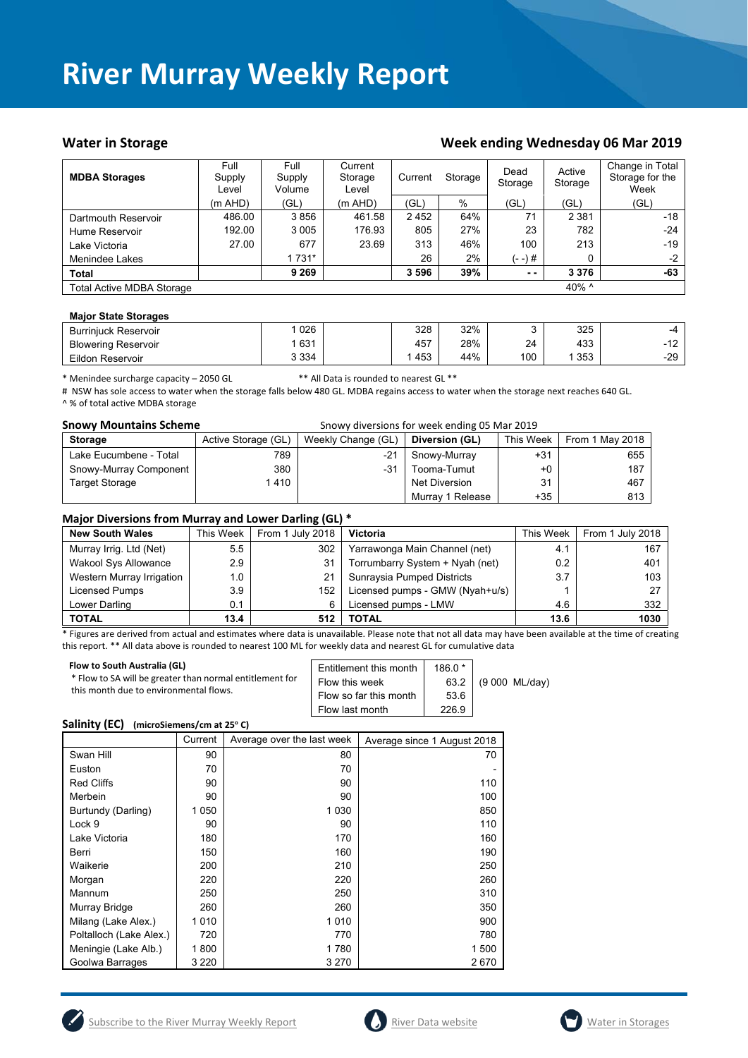# River Murray Weekly Report

## Water in Storage

## Week ending Wednesday 06 Mar 2019

| MDBA Storages | Full Supply Level | Full Supply Volume | Current Storage Level | Current Storage | | Dead Storage | Active Storage | Change in Total Storage for the Week |
|---|---|---|---|---|---|---|---|---|
| | (m AHD) | (GL) | (m AHD) | (GL) | % | (GL) | (GL) | (GL) |
| Dartmouth Reservoir | 486.00 | 3 856 | 461.58 | 2 452 | 64% | 71 | 2 381 | -18 |
| Hume Reservoir | 192.00 | 3 005 | 176.93 | 805 | 27% | 23 | 782 | -24 |
| Lake Victoria | 27.00 | 677 | 23.69 | 313 | 46% | 100 | 213 | -19 |
| Menindee Lakes | | 1 731* | | 26 | 2% | (- -) # | 0 | -2 |
| **Total** | | **9 269** | | **3 596** | **39%** | **- -** | **3 376** | **-63** |
| Total Active MDBA Storage | | | | | | | 40% ^ | |

**Major State Storages**

| | | | | | | | | |
|---|---|---|---|---|---|---|---|---|
| Burrinjuck Reservoir | | 1 026 | | 328 | 32% | 3 | 325 | -4 |
| Blowering Reservoir | | 1 631 | | 457 | 28% | 24 | 433 | -12 |
| Eildon Reservoir | | 3 334 | | 1 453 | 44% | 100 | 1 353 | -29 |

\* Menindee surcharge capacity – 2050 GL ** All Data is rounded to nearest GL **

\# NSW has sole access to water when the storage falls below 480 GL. MDBA regains access to water when the storage next reaches 640 GL.

^ % of total active MDBA storage

**Snowy Mountains Scheme** Snowy diversions for week ending 05 Mar 2019

| Storage | Active Storage (GL) | Weekly Change (GL) | Diversion (GL) | This Week | From 1 May 2018 |
|---|---|---|---|---|---|
| Lake Eucumbene - Total | 789 | -21 | Snowy-Murray | +31 | 655 |
| Snowy-Murray Component | 380 | -31 | Tooma-Tumut | +0 | 187 |
| Target Storage | 1 410 | | Net Diversion | 31 | 467 |
| | | | Murray 1 Release | +35 | 813 |

**Major Diversions from Murray and Lower Darling (GL) ***

| New South Wales | This Week | From 1 July 2018 | Victoria | This Week | From 1 July 2018 |
|---|---|---|---|---|---|
| Murray Irrig. Ltd (Net) | 5.5 | 302 | Yarrawonga Main Channel (net) | 4.1 | 167 |
| Wakool Sys Allowance | 2.9 | 31 | Torrumbarry System + Nyah (net) | 0.2 | 401 |
| Western Murray Irrigation | 1.0 | 21 | Sunraysia Pumped Districts | 3.7 | 103 |
| Licensed Pumps | 3.9 | 152 | Licensed pumps - GMW (Nyah+u/s) | 1 | 27 |
| Lower Darling | 0.1 | 6 | Licensed pumps - LMW | 4.6 | 332 |
| **TOTAL** | **13.4** | **512** | **TOTAL** | **13.6** | **1030** |

\* Figures are derived from actual and estimates where data is unavailable. Please note that not all data may have been available at the time of creating this report. ** All data above is rounded to nearest 100 ML for weekly data and nearest GL for cumulative data

**Flow to South Australia (GL)**

\* Flow to SA will be greater than normal entitlement for this month due to environmental flows.

| | | |
|---|---|---|
| Entitlement this month | 186.0 * | |
| Flow this week | 63.2 | (9 000 ML/day) |
| Flow so far this month | 53.6 | |
| Flow last month | 226.9 | |

**Salinity (EC)** (microSiemens/cm at 25° C)

| | Current | Average over the last week | Average since 1 August 2018 |
|---|---|---|---|
| Swan Hill | 90 | 80 | 70 |
| Euston | 70 | 70 | - |
| Red Cliffs | 90 | 90 | 110 |
| Merbein | 90 | 90 | 100 |
| Burtundy (Darling) | 1 050 | 1 030 | 850 |
| Lock 9 | 90 | 90 | 110 |
| Lake Victoria | 180 | 170 | 160 |
| Berri | 150 | 160 | 190 |
| Waikerie | 200 | 210 | 250 |
| Morgan | 220 | 220 | 260 |
| Mannum | 250 | 250 | 310 |
| Murray Bridge | 260 | 260 | 350 |
| Milang (Lake Alex.) | 1 010 | 1 010 | 900 |
| Poltalloch (Lake Alex.) | 720 | 770 | 780 |
| Meningie (Lake Alb.) | 1 800 | 1 780 | 1 500 |
| Goolwa Barrages | 3 220 | 3 270 | 2 670 |

Subscribe to the River Murray Weekly Report River Data website Water in Storages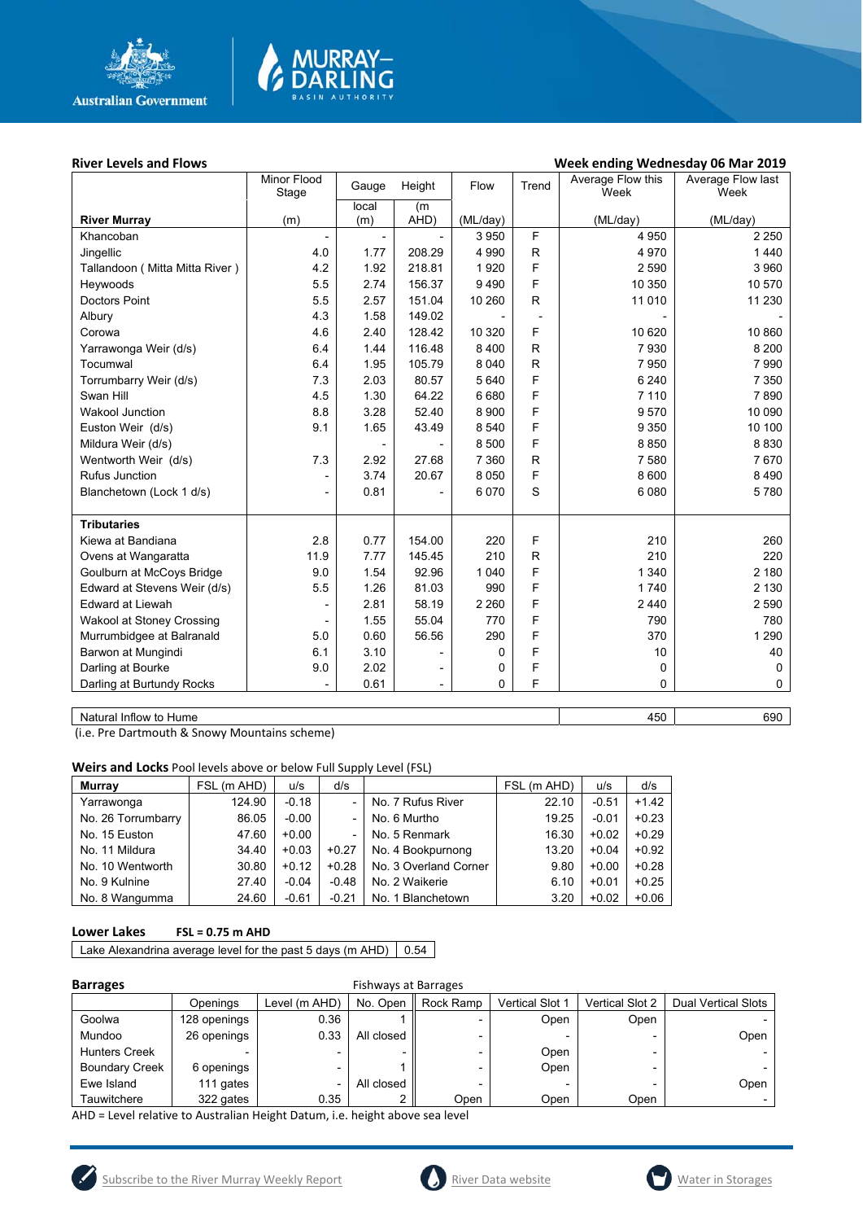## River Levels and Flows

**Week ending Wednesday 06 Mar 2019**

| River Murray | Minor Flood Stage (m) | Gauge local (m) | Height (m AHD) | Flow (ML/day) | Trend | Average Flow this Week (ML/day) | Average Flow last Week (ML/day) |
|---|---|---|---|---|---|---|---|
| Khancoban | - | - | - | 3 950 | F | 4 950 | 2 250 |
| Jingellic | 4.0 | 1.77 | 208.29 | 4 990 | R | 4 970 | 1 440 |
| Tallandoon ( Mitta Mitta River ) | 4.2 | 1.92 | 218.81 | 1 920 | F | 2 590 | 3 960 |
| Heywoods | 5.5 | 2.74 | 156.37 | 9 490 | F | 10 350 | 10 570 |
| Doctors Point | 5.5 | 2.57 | 151.04 | 10 260 | R | 11 010 | 11 230 |
| Albury | 4.3 | 1.58 | 149.02 | - | - | - | - |
| Corowa | 4.6 | 2.40 | 128.42 | 10 320 | F | 10 620 | 10 860 |
| Yarrawonga Weir (d/s) | 6.4 | 1.44 | 116.48 | 8 400 | R | 7 930 | 8 200 |
| Tocumwal | 6.4 | 1.95 | 105.79 | 8 040 | R | 7 950 | 7 990 |
| Torrumbarry Weir (d/s) | 7.3 | 2.03 | 80.57 | 5 640 | F | 6 240 | 7 350 |
| Swan Hill | 4.5 | 1.30 | 64.22 | 6 680 | F | 7 110 | 7 890 |
| Wakool Junction | 8.8 | 3.28 | 52.40 | 8 900 | F | 9 570 | 10 090 |
| Euston Weir (d/s) | 9.1 | 1.65 | 43.49 | 8 540 | F | 9 350 | 10 100 |
| Mildura Weir (d/s) | | - | - | 8 500 | F | 8 850 | 8 830 |
| Wentworth Weir (d/s) | 7.3 | 2.92 | 27.68 | 7 360 | R | 7 580 | 7 670 |
| Rufus Junction | - | 3.74 | 20.67 | 8 050 | F | 8 600 | 8 490 |
| Blanchetown (Lock 1 d/s) | - | 0.81 | - | 6 070 | S | 6 080 | 5 780 |
| **Tributaries** | | | | | | | |
| Kiewa at Bandiana | 2.8 | 0.77 | 154.00 | 220 | F | 210 | 260 |
| Ovens at Wangaratta | 11.9 | 7.77 | 145.45 | 210 | R | 210 | 220 |
| Goulburn at McCoys Bridge | 9.0 | 1.54 | 92.96 | 1 040 | F | 1 340 | 2 180 |
| Edward at Stevens Weir (d/s) | 5.5 | 1.26 | 81.03 | 990 | F | 1 740 | 2 130 |
| Edward at Liewah | - | 2.81 | 58.19 | 2 260 | F | 2 440 | 2 590 |
| Wakool at Stoney Crossing | - | 1.55 | 55.04 | 770 | F | 790 | 780 |
| Murrumbidgee at Balranald | 5.0 | 0.60 | 56.56 | 290 | F | 370 | 1 290 |
| Barwon at Mungindi | 6.1 | 3.10 | - | 0 | F | 10 | 40 |
| Darling at Bourke | 9.0 | 2.02 | - | 0 | F | 0 | 0 |
| Darling at Burtundy Rocks | - | 0.61 | - | 0 | F | 0 | 0 |

| | | |
|---|---|---|
| Natural Inflow to Hume | 450 | 690 |

(i.e. Pre Dartmouth & Snowy Mountains scheme)

## Weirs and Locks

Pool levels above or below Full Supply Level (FSL)

| Murray | FSL (m AHD) | u/s | d/s | | FSL (m AHD) | u/s | d/s |
|---|---|---|---|---|---|---|---|
| Yarrawonga | 124.90 | -0.18 | - | No. 7 Rufus River | 22.10 | -0.51 | +1.42 |
| No. 26 Torrumbarry | 86.05 | -0.00 | - | No. 6 Murtho | 19.25 | -0.01 | +0.23 |
| No. 15 Euston | 47.60 | +0.00 | - | No. 5 Renmark | 16.30 | +0.02 | +0.29 |
| No. 11 Mildura | 34.40 | +0.03 | +0.27 | No. 4 Bookpurnong | 13.20 | +0.04 | +0.92 |
| No. 10 Wentworth | 30.80 | +0.12 | +0.28 | No. 3 Overland Corner | 9.80 | +0.00 | +0.28 |
| No. 9 Kulnine | 27.40 | -0.04 | -0.48 | No. 2 Waikerie | 6.10 | +0.01 | +0.25 |
| No. 8 Wangumma | 24.60 | -0.61 | -0.21 | No. 1 Blanchetown | 3.20 | +0.02 | +0.06 |

## Lower Lakes

**FSL = 0.75 m AHD**

| | |
|---|---|
| Lake Alexandrina average level for the past 5 days (m AHD) | 0.54 |

## Barrages

Fishways at Barrages

| | Openings | Level (m AHD) | No. Open | Rock Ramp | Vertical Slot 1 | Vertical Slot 2 | Dual Vertical Slots |
|---|---|---|---|---|---|---|---|
| Goolwa | 128 openings | 0.36 | 1 | - | Open | Open | - |
| Mundoo | 26 openings | 0.33 | All closed | - | - | - | Open |
| Hunters Creek | - | - | - | - | Open | - | - |
| Boundary Creek | 6 openings | - | 1 | - | Open | - | - |
| Ewe Island | 111 gates | - | All closed | - | - | - | Open |
| Tauwitchere | 322 gates | 0.35 | 2 | Open | Open | Open | - |

AHD = Level relative to Australian Height Datum, i.e. height above sea level

Subscribe to the River Murray Weekly Report | River Data website | Water in Storages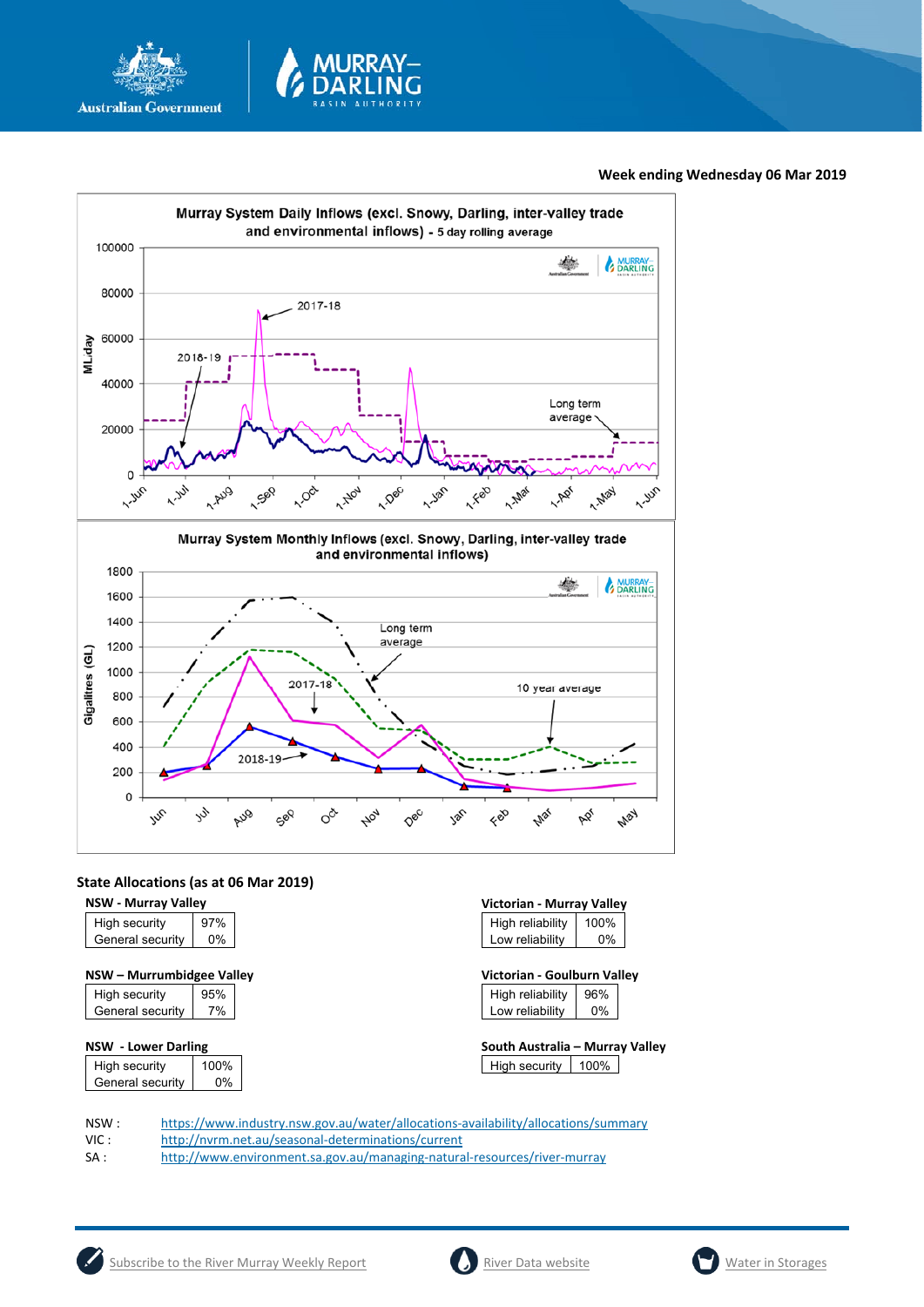**Week ending Wednesday 06 Mar 2019**

Murray System Daily Inflows (excl. Snowy, Darling, inter-valley trade and environmental inflows) - 5 day rolling average

ML/day

100000
80000
60000
40000
20000
0

2017-18
2018-19
Long term average

1-Jun 1-Jul 1-Aug 1-Sep 1-Oct 1-Nov 1-Dec 1-Jan 1-Feb 1-Mar 1-Apr 1-May 1-Jun

Murray System Monthly Inflows (excl. Snowy, Darling, inter-valley trade and environmental inflows)

Gigalitres (GL)

1800
1600
1400
1200
1000
800
600
400
200
0

Long term average
2017-18
2018-19
10 year average

Jun Jul Aug Sep Oct Nov Dec Jan Feb Mar Apr May

## State Allocations (as at 06 Mar 2019)

**NSW - Murray Valley**

| | |
|---|---|
| High security | 97% |
| General security | 0% |

**NSW – Murrumbidgee Valley**

| | |
|---|---|
| High security | 95% |
| General security | 7% |

**NSW - Lower Darling**

| | |
|---|---|
| High security | 100% |
| General security | 0% |

**Victorian - Murray Valley**

| | |
|---|---|
| High reliability | 100% |
| Low reliability | 0% |

**Victorian - Goulburn Valley**

| | |
|---|---|
| High reliability | 96% |
| Low reliability | 0% |

**South Australia – Murray Valley**

| | |
|---|---|
| High security | 100% |

NSW : https://www.industry.nsw.gov.au/water/allocations-availability/allocations/summary
VIC : http://nvrm.net.au/seasonal-determinations/current
SA : http://www.environment.sa.gov.au/managing-natural-resources/river-murray

Subscribe to the River Murray Weekly Report | River Data website | Water in Storages